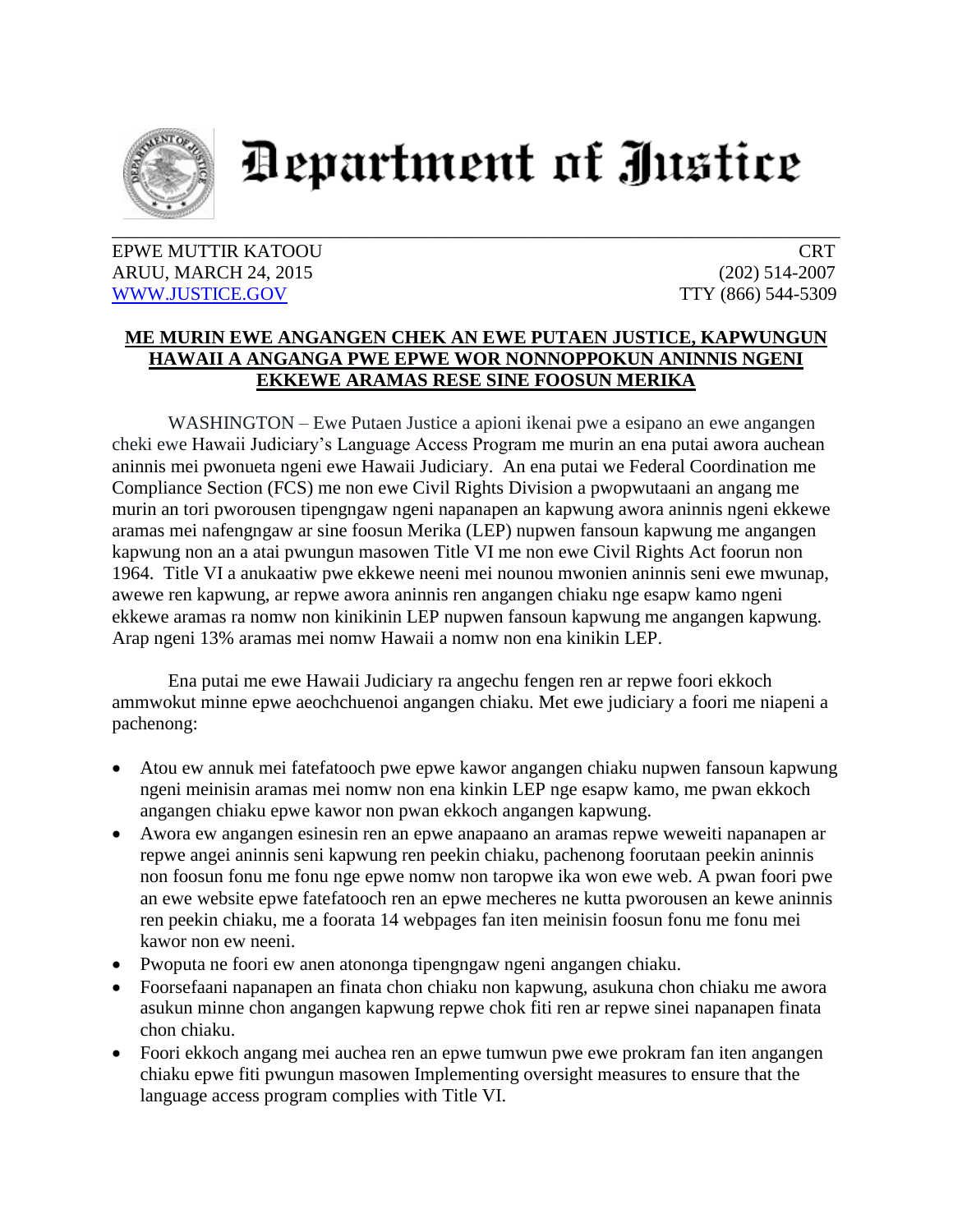# Department of Justice

EPWE MUTTIR KATOOU  
ARUU, MARCH 24, 2015  
WWW.JUSTICE.GOV

CRT  
(202) 514-2007  
TTY (866) 544-5309

**ME MURIN EWE ANGANGEN CHEK AN EWE PUTAEN JUSTICE, KAPWUNGUN HAWAII A ANGANGA PWE EPWE WOR NONNOPPOKUN ANINNIS NGENI EKKEWE ARAMAS RESE SINE FOOSUN MERIKA**

WASHINGTON – Ewe Putaen Justice a apioni ikenai pwe a esipano an ewe angangen cheki ewe Hawaii Judiciary's Language Access Program me murin an ena putai awora auchean aninnis mei pwonueta ngeni ewe Hawaii Judiciary. An ena putai we Federal Coordination me Compliance Section (FCS) me non ewe Civil Rights Division a pwopwutaani an angang me murin an tori pworousen tipengngaw ngeni napanapen an kapwung awora aninnis ngeni ekkewe aramas mei nafengngaw ar sine foosun Merika (LEP) nupwen fansoun kapwung me angangen kapwung non an a atai pwungun masowen Title VI me non ewe Civil Rights Act foorun non 1964. Title VI a anukaatiw pwe ekkewe neeni mei nounou mwonien aninnis seni ewe mwunap, awewe ren kapwung, ar repwe awora aninnis ren angangen chiaku nge esapw kamo ngeni ekkewe aramas ra nomw non kinikinin LEP nupwen fansoun kapwung me angangen kapwung. Arap ngeni 13% aramas mei nomw Hawaii a nomw non ena kinikin LEP.

Ena putai me ewe Hawaii Judiciary ra angechu fengen ren ar repwe foori ekkoch ammwokut minne epwe aeochchuenoi angangen chiaku. Met ewe judiciary a foori me niapeni a pachenong:

- Atou ew annuk mei fatefatooch pwe epwe kawor angangen chiaku nupwen fansoun kapwung ngeni meinisin aramas mei nomw non ena kinkin LEP nge esapw kamo, me pwan ekkoch angangen chiaku epwe kawor non pwan ekkoch angangen kapwung.
- Awora ew angangen esinesin ren an epwe anapaano an aramas repwe weweiti napanapen ar repwe angei aninnis seni kapwung ren peekin chiaku, pachenong foorutaan peekin aninnis non foosun fonu me fonu nge epwe nomw non taropwe ika won ewe web. A pwan foori pwe an ewe website epwe fatefatooch ren an epwe mecheres ne kutta pworousen an kewe aninnis ren peekin chiaku, me a foorata 14 webpages fan iten meinisin foosun fonu me fonu mei kawor non ew neeni.
- Pwoputa ne foori ew anen atononga tipengngaw ngeni angangen chiaku.
- Foorsefaani napanapen an finata chon chiaku non kapwung, asukuna chon chiaku me awora asukun minne chon angangen kapwung repwe chok fiti ren ar repwe sinei napanapen finata chon chiaku.
- Foori ekkoch angang mei auchea ren an epwe tumwun pwe ewe prokram fan iten angangen chiaku epwe fiti pwungun masowen Implementing oversight measures to ensure that the language access program complies with Title VI.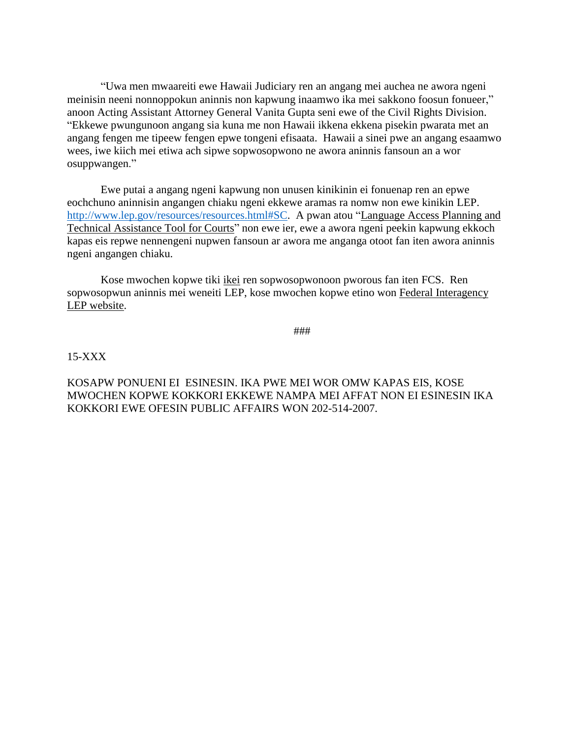"Uwa men mwaareiti ewe Hawaii Judiciary ren an angang mei auchea ne awora ngeni meinisin neeni nonnoppokun aninnis non kapwung inaamwo ika mei sakkono foosun fonueer," anoon Acting Assistant Attorney General Vanita Gupta seni ewe of the Civil Rights Division. "Ekkewe pwungunoon angang sia kuna me non Hawaii ikkena ekkena pisekin pwarata met an angang fengen me tipeew fengen epwe tongeni efisaata. Hawaii a sinei pwe an angang esaamwo wees, iwe kiich mei etiwa ach sipwe sopwosopwono ne awora aninnis fansoun an a wor osuppwangen."

Ewe putai a angang ngeni kapwung non unusen kinikinin ei fonuenap ren an epwe eochchuno aninnisin angangen chiaku ngeni ekkewe aramas ra nomw non ewe kinikin LEP. http://www.lep.gov/resources/resources.html#SC. A pwan atou "Language Access Planning and Technical Assistance Tool for Courts" non ewe ier, ewe a awora ngeni peekin kapwung ekkoch kapas eis repwe nennengeni nupwen fansoun ar awora me anganga otoot fan iten awora aninnis ngeni angangen chiaku.

Kose mwochen kopwe tiki ikei ren sopwosopwonoon pworous fan iten FCS. Ren sopwosopwun aninnis mei weneiti LEP, kose mwochen kopwe etino won Federal Interagency LEP website.

###

15-XXX

KOSAPW PONUENI EI ESINESIN. IKA PWE MEI WOR OMW KAPAS EIS, KOSE MWOCHEN KOPWE KOKKORI EKKEWE NAMPA MEI AFFAT NON EI ESINESIN IKA KOKKORI EWE OFESIN PUBLIC AFFAIRS WON 202-514-2007.